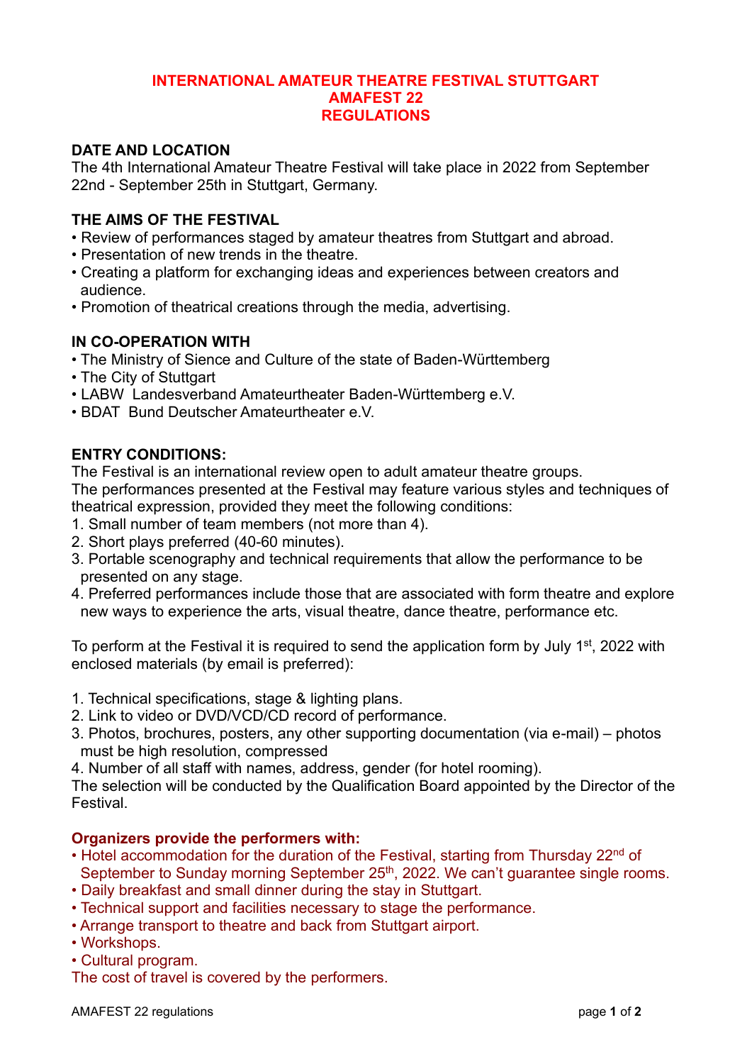# INTERNATIONAL AMATEUR THEATRE FESTIVAL STUTTGART
# AMAFEST 22
# REGULATIONS

## DATE AND LOCATION

The 4th International Amateur Theatre Festival will take place in 2022 from September 22nd - September 25th in Stuttgart, Germany.

## THE AIMS OF THE FESTIVAL

- Review of performances staged by amateur theatres from Stuttgart and abroad.
- Presentation of new trends in the theatre.
- Creating a platform for exchanging ideas and experiences between creators and audience.
- Promotion of theatrical creations through the media, advertising.

## IN CO-OPERATION WITH

- The Ministry of Sience and Culture of the state of Baden-Württemberg
- The City of Stuttgart
- LABW  Landesverband Amateurtheater Baden-Württemberg e.V.
- BDAT  Bund Deutscher Amateurtheater e.V.

## ENTRY CONDITIONS:

The Festival is an international review open to adult amateur theatre groups.
The performances presented at the Festival may feature various styles and techniques of theatrical expression, provided they meet the following conditions:

1. Small number of team members (not more than 4).
2. Short plays preferred (40-60 minutes).
3. Portable scenography and technical requirements that allow the performance to be presented on any stage.
4. Preferred performances include those that are associated with form theatre and explore new ways to experience the arts, visual theatre, dance theatre, performance etc.

To perform at the Festival it is required to send the application form by July 1st, 2022 with enclosed materials (by email is preferred):

1. Technical specifications, stage & lighting plans.
2. Link to video or DVD/VCD/CD record of performance.
3. Photos, brochures, posters, any other supporting documentation (via e-mail) – photos must be high resolution, compressed
4. Number of all staff with names, address, gender (for hotel rooming).

The selection will be conducted by the Qualification Board appointed by the Director of the Festival.

**Organizers provide the performers with:**

- Hotel accommodation for the duration of the Festival, starting from Thursday 22nd of September to Sunday morning September 25th, 2022. We can't guarantee single rooms.
- Daily breakfast and small dinner during the stay in Stuttgart.
- Technical support and facilities necessary to stage the performance.
- Arrange transport to theatre and back from Stuttgart airport.
- Workshops.
- Cultural program.

The cost of travel is covered by the performers.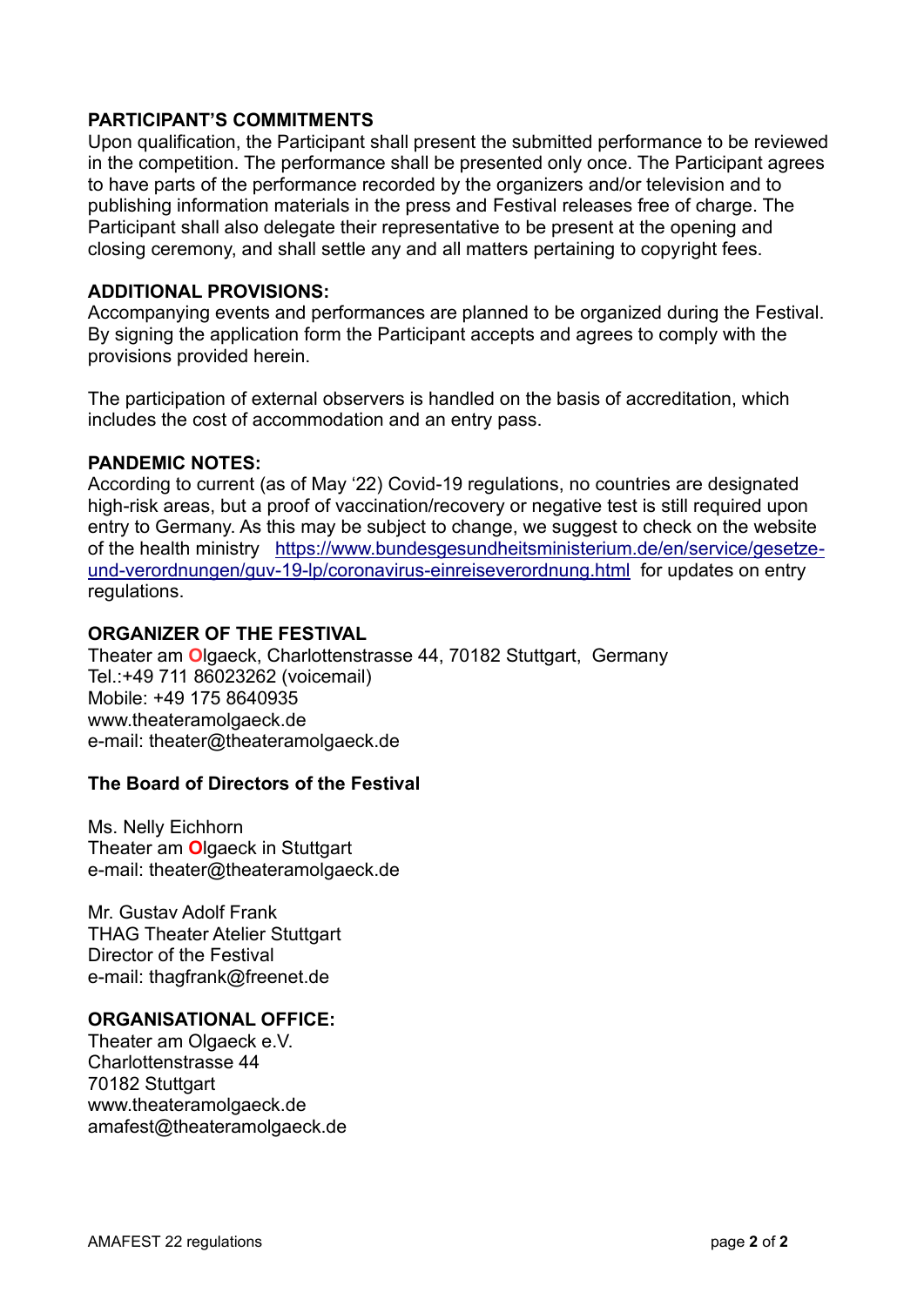**PARTICIPANT'S COMMITMENTS**

Upon qualification, the Participant shall present the submitted performance to be reviewed in the competition. The performance shall be presented only once. The Participant agrees to have parts of the performance recorded by the organizers and/or television and to publishing information materials in the press and Festival releases free of charge. The Participant shall also delegate their representative to be present at the opening and closing ceremony, and shall settle any and all matters pertaining to copyright fees.

**ADDITIONAL PROVISIONS:**

Accompanying events and performances are planned to be organized during the Festival. By signing the application form the Participant accepts and agrees to comply with the provisions provided herein.

The participation of external observers is handled on the basis of accreditation, which includes the cost of accommodation and an entry pass.

**PANDEMIC NOTES:**

According to current (as of May '22) Covid-19 regulations, no countries are designated high-risk areas, but a proof of vaccination/recovery or negative test is still required upon entry to Germany. As this may be subject to change, we suggest to check on the website of the health ministry https://www.bundesgesundheitsministerium.de/en/service/gesetze-und-verordnungen/guv-19-lp/coronavirus-einreiseverordnung.html for updates on entry regulations.

**ORGANIZER OF THE FESTIVAL**

Theater am Olgaeck, Charlottenstrasse 44, 70182 Stuttgart, Germany
Tel.:+49 711 86023262 (voicemail)
Mobile: +49 175 8640935
www.theateramolgaeck.de
e-mail: theater@theateramolgaeck.de

**The Board of Directors of the Festival**

Ms. Nelly Eichhorn
Theater am Olgaeck in Stuttgart
e-mail: theater@theateramolgaeck.de

Mr. Gustav Adolf Frank
THAG Theater Atelier Stuttgart
Director of the Festival
e-mail: thagfrank@freenet.de

**ORGANISATIONAL OFFICE:**

Theater am Olgaeck e.V.
Charlottenstrasse 44
70182 Stuttgart
www.theateramolgaeck.de
amafest@theateramolgaeck.de